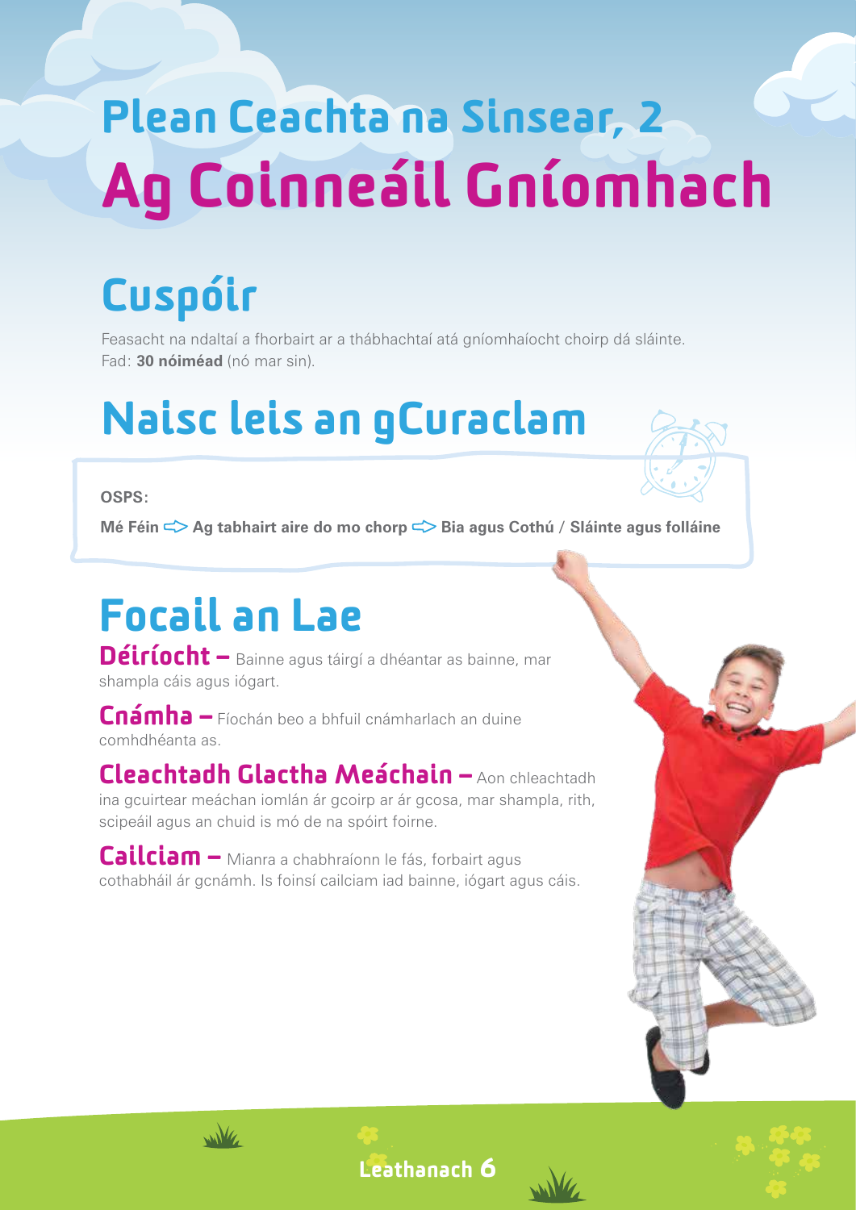# Plean Ceachta na Sinsear, 2
# Ag Coinneáil Gníomhach

## Cuspóir

Feasacht na ndaltaí a fhorbairt ar a thábhachtaí atá gníomhaíocht choirp dá sláinte.
Fad: **30 nóiméad** (nó mar sin).

## Naisc leis an gCuraclam

**OSPS:**

**Mé Féin ⇨ Ag tabhairt aire do mo chorp ⇨ Bia agus Cothú / Sláinte agus folláine**

## Focail an Lae

**Déiríocht –** Bainne agus táirgí a dhéantar as bainne, mar shampla cáis agus iógart.

**Cnámha –** Fíochán beo a bhfuil cnámharlach an duine comhdhéanta as.

**Cleachtadh Glactha Meáchain –** Aon chleachtadh ina gcuirtear meáchan iomlán ár gcoirp ar ár gcosa, mar shampla, rith, scipeáil agus an chuid is mó de na spóirt foirne.

**Cailciam –** Mianra a chabhraíonn le fás, forbairt agus cothabháil ár gcnámh. Is foinsí cailciam iad bainne, iógart agus cáis.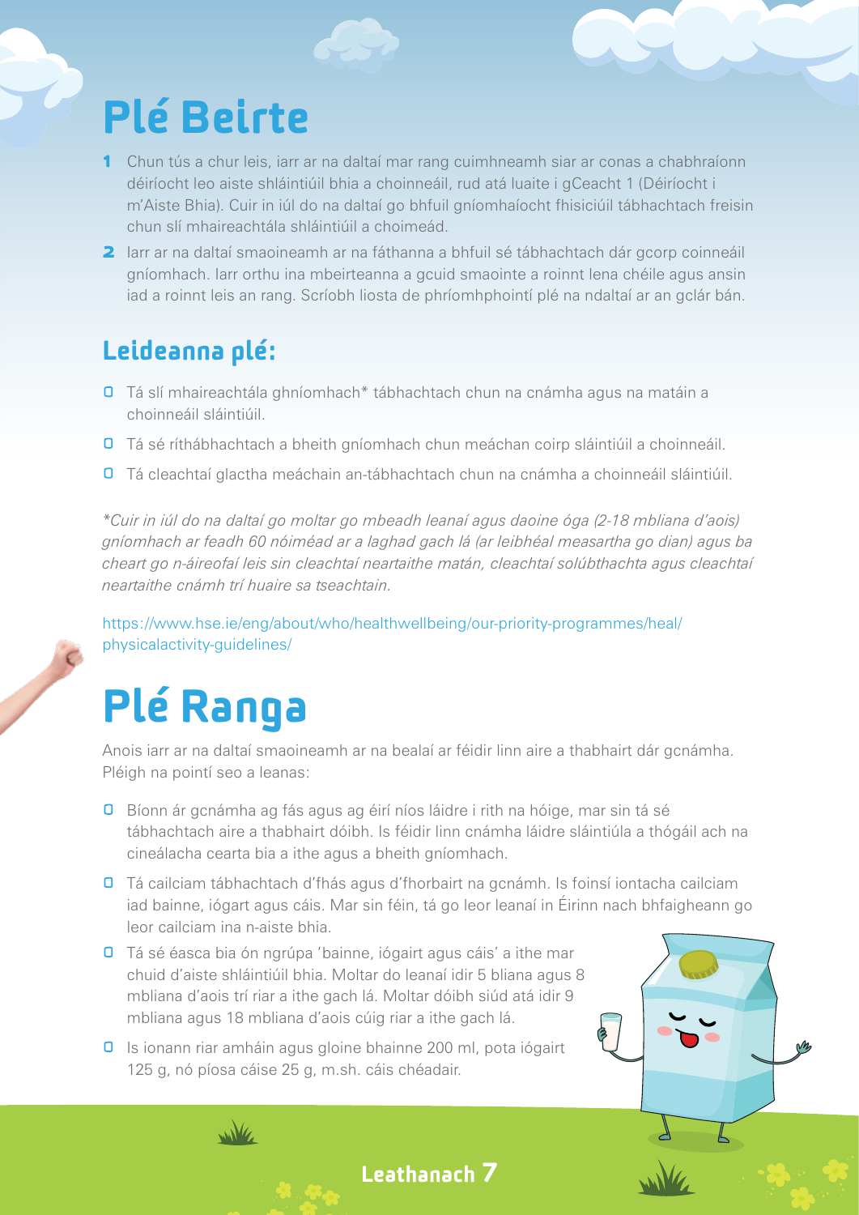# Plé Beirte

1. Chun tús a chur leis, iarr ar na daltaí mar rang cuimhneamh siar ar conas a chabhraíonn déiríocht leo aiste shláintiúil bhia a choinneáil, rud atá luaite i gCeacht 1 (Déiríocht i m'Aiste Bhia). Cuir in iúl do na daltaí go bhfuil gníomhaíocht fhisiciúil tábhachtach freisin chun slí mhaireachtála shláintiúil a choimeád.
2. Iarr ar na daltaí smaoineamh ar na fáthanna a bhfuil sé tábhachtach dár gcorp coinneáil gníomhach. Iarr orthu ina mbeirteanna a gcuid smaointe a roinnt lena chéile agus ansin iad a roinnt leis an rang. Scríobh liosta de phríomhphointí plé na ndaltaí ar an gclár bán.

## Leideanna plé:

- Tá slí mhaireachtála ghníomhach* tábhachtach chun na cnámha agus na matáin a choinneáil sláintiúil.
- Tá sé ríthábhachtach a bheith gníomhach chun meáchan coirp sláintiúil a choinneáil.
- Tá cleachtaí glactha meáchain an-tábhachtach chun na cnámha a choinneáil sláintiúil.

*\*Cuir in iúl do na daltaí go moltar go mbeadh leanaí agus daoine óga (2-18 mbliana d'aois) gníomhach ar feadh 60 nóiméad ar a laghad gach lá (ar leibhéal measartha go dian) agus ba cheart go n-áireofaí leis sin cleachtaí neartaithe matán, cleachtaí solúbthachta agus cleachtaí neartaithe cnámh trí huaire sa tseachtain.*

https://www.hse.ie/eng/about/who/healthwellbeing/our-priority-programmes/heal/physicalactivity-guidelines/

# Plé Ranga

Anois iarr ar na daltaí smaoineamh ar na bealaí ar féidir linn aire a thabhairt dár gcnámha. Pléigh na pointí seo a leanas:

- Bíonn ár gcnámha ag fás agus ag éirí níos láidre i rith na hóige, mar sin tá sé tábhachtach aire a thabhairt dóibh. Is féidir linn cnámha láidre sláintiúla a thógáil ach na cineálacha cearta bia a ithe agus a bheith gníomhach.
- Tá cailciam tábhachtach d'fhás agus d'fhorbairt na gcnámh. Is foinsí iontacha cailciam iad bainne, iógart agus cáis. Mar sin féin, tá go leor leanaí in Éirinn nach bhfaigheann go leor cailciam ina n-aiste bhia.
- Tá sé éasca bia ón ngrúpa 'bainne, iógairt agus cáis' a ithe mar chuid d'aiste shláintiúil bhia. Moltar do leanaí idir 5 bliana agus 8 mbliana d'aois trí riar a ithe gach lá. Moltar dóibh siúd atá idir 9 mbliana agus 18 mbliana d'aois cúig riar a ithe gach lá.
- Is ionann riar amháin agus gloine bhainne 200 ml, pota iógairt 125 g, nó píosa cáise 25 g, m.sh. cáis chéadair.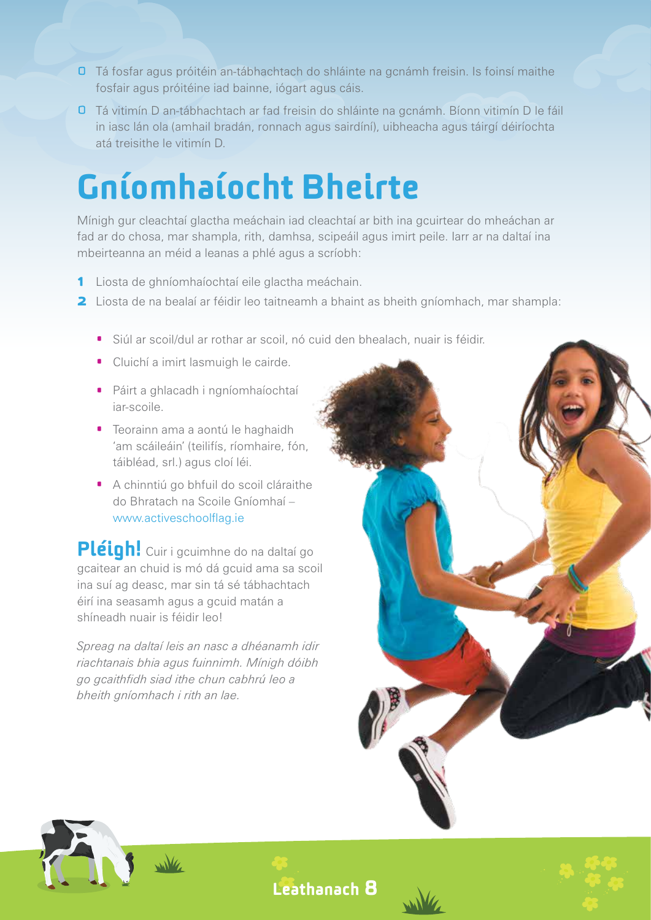- Tá fosfar agus próitéin an-tábhachtach do shláinte na gcnámh freisin. Is foinsí maithe fosfair agus próitéine iad bainne, iógart agus cáis.
- Tá vitimín D an-tábhachtach ar fad freisin do shláinte na gcnámh. Bíonn vitimín D le fáil in iasc lán ola (amhail bradán, ronnach agus sairdíní), uibheacha agus táirgí déiríochta atá treisithe le vitimín D.

# Gníomhaíocht Bheirte

Mínigh gur cleachtaí glactha meáchain iad cleachtaí ar bith ina gcuirtear do mheáchan ar fad ar do chosa, mar shampla, rith, damhsa, scipeáil agus imirt peile. Iarr ar na daltaí ina mbeirteanna an méid a leanas a phlé agus a scríobh:

1. Liosta de ghníomhaíochtaí eile glactha meáchain.
2. Liosta de na bealaí ar féidir leo taitneamh a bhaint as bheith gníomhach, mar shampla:
    - Siúl ar scoil/dul ar rothar ar scoil, nó cuid den bhealach, nuair is féidir.
    - Cluichí a imirt lasmuigh le cairde.
    - Páirt a ghlacadh i ngníomhaíochtaí iar-scoile.
    - Teorainn ama a aontú le haghaidh 'am scáileáin' (teilifís, ríomhaire, fón, táibléad, srl.) agus cloí léi.
    - A chinntiú go bhfuil do scoil cláraithe do Bhratach na Scoile Gníomhaí – www.activeschoolflag.ie

**Pléigh!** Cuir i gcuimhne do na daltaí go gcaitear an chuid is mó dá gcuid ama sa scoil ina suí ag deasc, mar sin tá sé tábhachtach éirí ina seasamh agus a gcuid matán a shíneadh nuair is féidir leo!

*Spreag na daltaí leis an nasc a dhéanamh idir riachtanais bhia agus fuinnimh. Mínigh dóibh go gcaithfidh siad ithe chun cabhrú leo a bheith gníomhach i rith an lae.*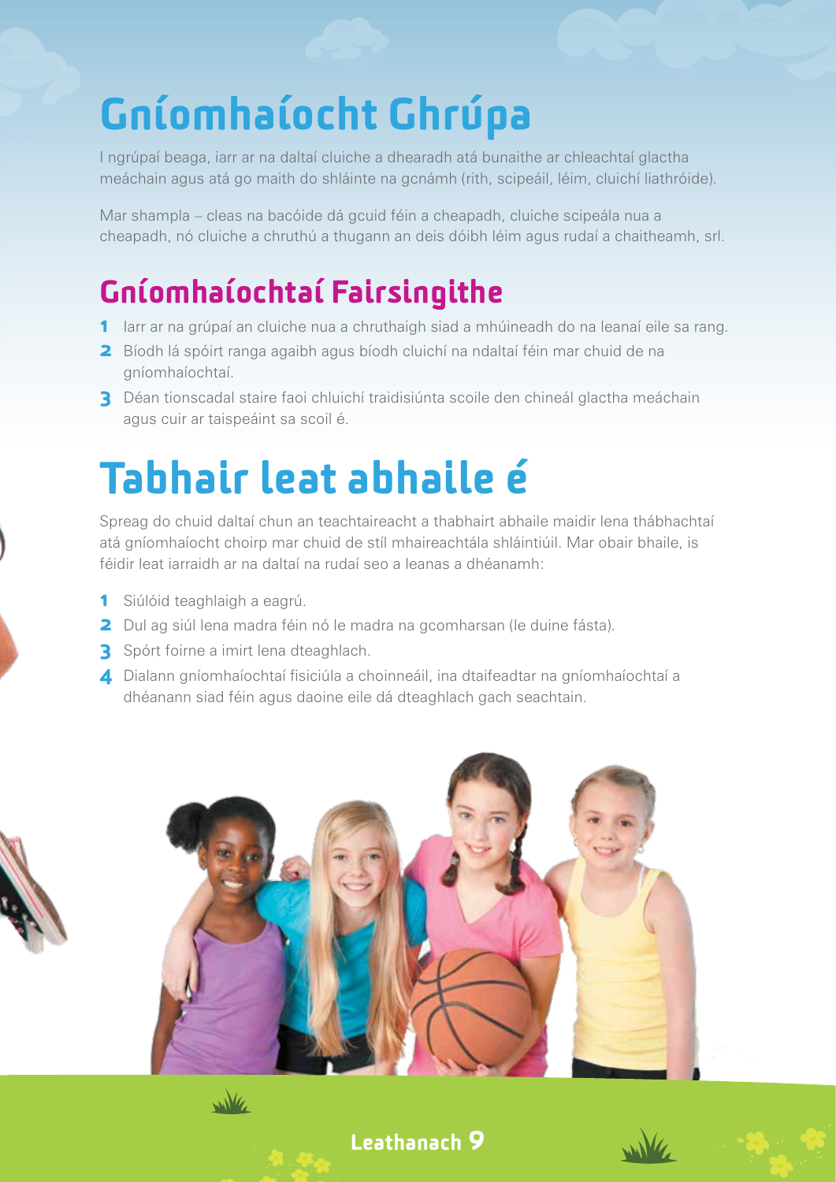# Gníomhaíocht Ghrúpa

I ngrúpaí beaga, iarr ar na daltaí cluiche a dhearadh atá bunaithe ar chleachtaí glactha meáchain agus atá go maith do shláinte na gcnámh (rith, scipeáil, léim, cluichí liathróide).

Mar shampla – cleas na bacóide dá gcuid féin a cheapadh, cluiche scipeála nua a cheapadh, nó cluiche a chruthú a thugann an deis dóibh léim agus rudaí a chaitheamh, srl.

## Gníomhaíochtaí Fairsingithe

1. Iarr ar na grúpaí an cluiche nua a chruthaigh siad a mhúineadh do na leanaí eile sa rang.
2. Bíodh lá spóirt ranga agaibh agus bíodh cluichí na ndaltaí féin mar chuid de na gníomhaíochtaí.
3. Déan tionscadal staire faoi chluichí traidisiúnta scoile den chineál glactha meáchain agus cuir ar taispeáint sa scoil é.

# Tabhair leat abhaile é

Spreag do chuid daltaí chun an teachtaireacht a thabhairt abhaile maidir lena thábhachtaí atá gníomhaíocht choirp mar chuid de stíl mhaireachtála shláintiúil. Mar obair bhaile, is féidir leat iarraidh ar na daltaí na rudaí seo a leanas a dhéanamh:

1. Siúlóid teaghlaigh a eagrú.
2. Dul ag siúl lena madra féin nó le madra na gcomharsan (le duine fásta).
3. Spórt foirne a imirt lena dteaghlach.
4. Dialann gníomhaíochtaí fisiciúla a choinneáil, ina dtaifeadtar na gníomhaíochtaí a dhéanann siad féin agus daoine eile dá dteaghlach gach seachtain.